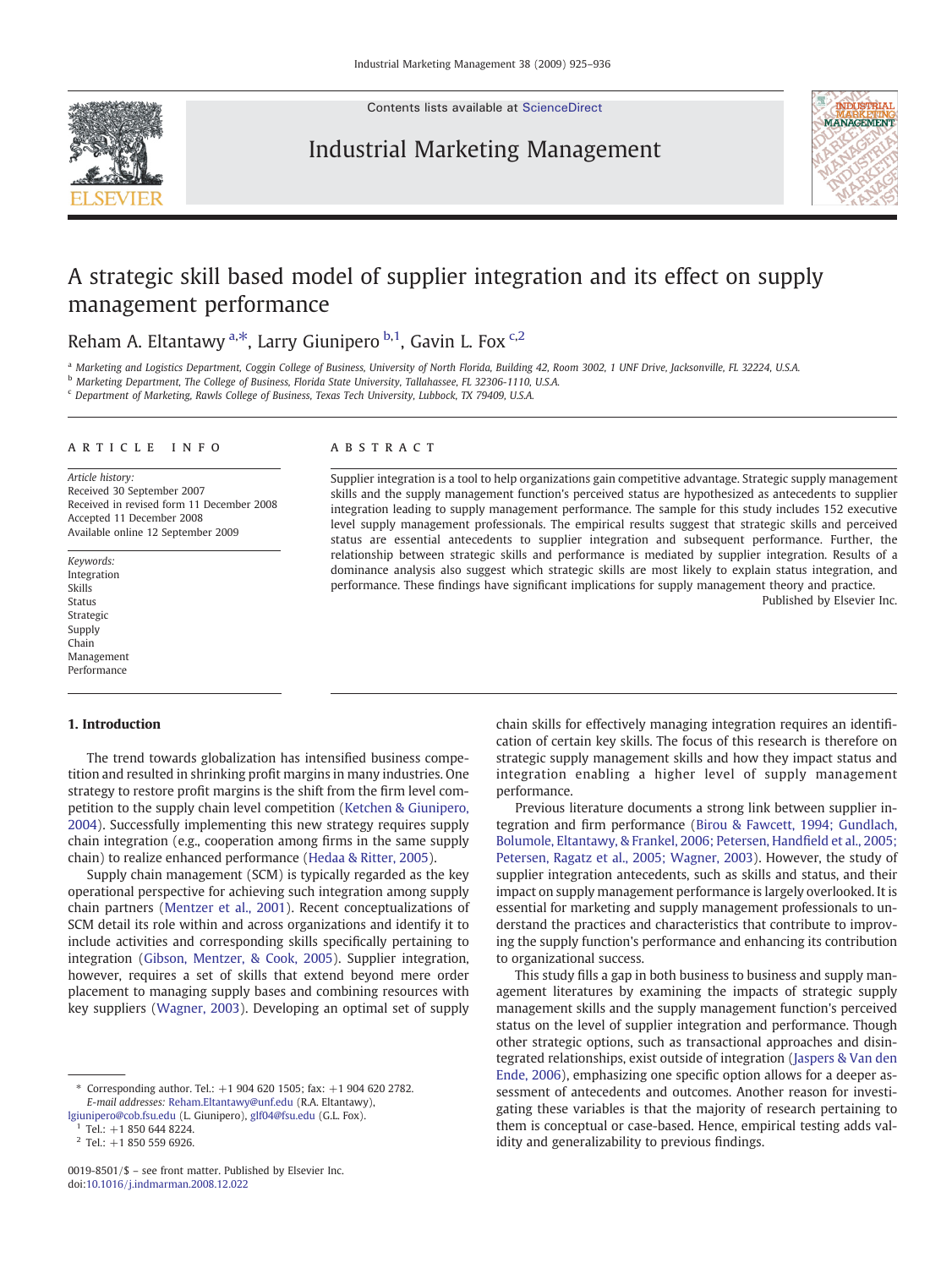# A strategic skill based model of supplier integration and its effect on supply management performance

Reham A. Eltantawy [a,*], Larry Giunipero [b,1], Gavin L. Fox [c,2]

[a] Marketing and Logistics Department, Coggin College of Business, University of North Florida, Building 42, Room 3002, 1 UNF Drive, Jacksonville, FL 32224, U.S.A.
[b] Marketing Department, The College of Business, Florida State University, Tallahassee, FL 32306-1110, U.S.A.
[c] Department of Marketing, Rawls College of Business, Texas Tech University, Lubbock, TX 79409, U.S.A.

## ARTICLE INFO

*Article history:*
Received 30 September 2007
Received in revised form 11 December 2008
Accepted 11 December 2008
Available online 12 September 2009

*Keywords:*
Integration
Skills
Status
Strategic
Supply
Chain
Management
Performance

## ABSTRACT

Supplier integration is a tool to help organizations gain competitive advantage. Strategic supply management skills and the supply management function's perceived status are hypothesized as antecedents to supplier integration leading to supply management performance. The sample for this study includes 152 executive level supply management professionals. The empirical results suggest that strategic skills and perceived status are essential antecedents to supplier integration and subsequent performance. Further, the relationship between strategic skills and performance is mediated by supplier integration. Results of a dominance analysis also suggest which strategic skills are most likely to explain status integration, and performance. These findings have significant implications for supply management theory and practice.

Published by Elsevier Inc.

## 1. Introduction

The trend towards globalization has intensified business competition and resulted in shrinking profit margins in many industries. One strategy to restore profit margins is the shift from the firm level competition to the supply chain level competition (Ketchen & Giunipero, 2004). Successfully implementing this new strategy requires supply chain integration (e.g., cooperation among firms in the same supply chain) to realize enhanced performance (Hedaa & Ritter, 2005).

Supply chain management (SCM) is typically regarded as the key operational perspective for achieving such integration among supply chain partners (Mentzer et al., 2001). Recent conceptualizations of SCM detail its role within and across organizations and identify it to include activities and corresponding skills specifically pertaining to integration (Gibson, Mentzer, & Cook, 2005). Supplier integration, however, requires a set of skills that extend beyond mere order placement to managing supply bases and combining resources with key suppliers (Wagner, 2003). Developing an optimal set of supply chain skills for effectively managing integration requires an identification of certain key skills. The focus of this research is therefore on strategic supply management skills and how they impact status and integration enabling a higher level of supply management performance.

Previous literature documents a strong link between supplier integration and firm performance (Birou & Fawcett, 1994; Gundlach, Bolumole, Eltantawy, & Frankel, 2006; Petersen, Handfield et al., 2005; Petersen, Ragatz et al., 2005; Wagner, 2003). However, the study of supplier integration antecedents, such as skills and status, and their impact on supply management performance is largely overlooked. It is essential for marketing and supply management professionals to understand the practices and characteristics that contribute to improving the supply function's performance and enhancing its contribution to organizational success.

This study fills a gap in both business to business and supply management literatures by examining the impacts of strategic supply management skills and the supply management function's perceived status on the level of supplier integration and performance. Though other strategic options, such as transactional approaches and disintegrated relationships, exist outside of integration (Jaspers & Van den Ende, 2006), emphasizing one specific option allows for a deeper assessment of antecedents and outcomes. Another reason for investigating these variables is that the majority of research pertaining to them is conceptual or case-based. Hence, empirical testing adds validity and generalizability to previous findings.

---

* Corresponding author. Tel.: +1 904 620 1505; fax: +1 904 620 2782.
*E-mail addresses:* Reham.Eltantawy@unf.edu (R.A. Eltantawy), lgiunipero@cob.fsu.edu (L. Giunipero), glf04@fsu.edu (G.L. Fox).
[1] Tel.: +1 850 644 8224.
[2] Tel.: +1 850 559 6926.

0019-8501/$ – see front matter. Published by Elsevier Inc.
doi:10.1016/j.indmarman.2008.12.022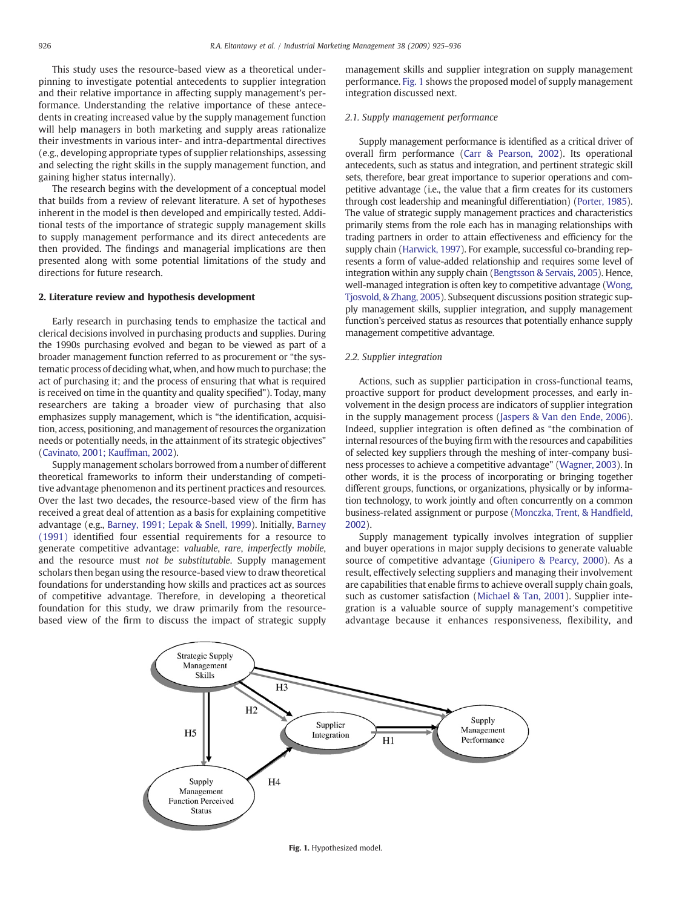This study uses the resource-based view as a theoretical underpinning to investigate potential antecedents to supplier integration and their relative importance in affecting supply management's performance. Understanding the relative importance of these antecedents in creating increased value by the supply management function will help managers in both marketing and supply areas rationalize their investments in various inter- and intra-departmental directives (e.g., developing appropriate types of supplier relationships, assessing and selecting the right skills in the supply management function, and gaining higher status internally).

The research begins with the development of a conceptual model that builds from a review of relevant literature. A set of hypotheses inherent in the model is then developed and empirically tested. Additional tests of the importance of strategic supply management skills to supply management performance and its direct antecedents are then provided. The findings and managerial implications are then presented along with some potential limitations of the study and directions for future research.

## 2. Literature review and hypothesis development

Early research in purchasing tends to emphasize the tactical and clerical decisions involved in purchasing products and supplies. During the 1990s purchasing evolved and began to be viewed as part of a broader management function referred to as procurement or "the systematic process of deciding what, when, and how much to purchase; the act of purchasing it; and the process of ensuring that what is required is received on time in the quantity and quality specified"). Today, many researchers are taking a broader view of purchasing that also emphasizes supply management, which is "the identification, acquisition, access, positioning, and management of resources the organization needs or potentially needs, in the attainment of its strategic objectives" (Cavinato, 2001; Kauffman, 2002).

Supply management scholars borrowed from a number of different theoretical frameworks to inform their understanding of competitive advantage phenomenon and its pertinent practices and resources. Over the last two decades, the resource-based view of the firm has received a great deal of attention as a basis for explaining competitive advantage (e.g., Barney, 1991; Lepak & Snell, 1999). Initially, Barney (1991) identified four essential requirements for a resource to generate competitive advantage: *valuable*, *rare*, *imperfectly mobile*, and the resource must *not be substitutable*. Supply management scholars then began using the resource-based view to draw theoretical foundations for understanding how skills and practices act as sources of competitive advantage. Therefore, in developing a theoretical foundation for this study, we draw primarily from the resource-based view of the firm to discuss the impact of strategic supply management skills and supplier integration on supply management performance. Fig. 1 shows the proposed model of supply management integration discussed next.

### 2.1. Supply management performance

Supply management performance is identified as a critical driver of overall firm performance (Carr & Pearson, 2002). Its operational antecedents, such as status and integration, and pertinent strategic skill sets, therefore, bear great importance to superior operations and competitive advantage (i.e., the value that a firm creates for its customers through cost leadership and meaningful differentiation) (Porter, 1985). The value of strategic supply management practices and characteristics primarily stems from the role each has in managing relationships with trading partners in order to attain effectiveness and efficiency for the supply chain (Harwick, 1997). For example, successful co-branding represents a form of value-added relationship and requires some level of integration within any supply chain (Bengtsson & Servais, 2005). Hence, well-managed integration is often key to competitive advantage (Wong, Tjosvold, & Zhang, 2005). Subsequent discussions position strategic supply management skills, supplier integration, and supply management function's perceived status as resources that potentially enhance supply management competitive advantage.

### 2.2. Supplier integration

Actions, such as supplier participation in cross-functional teams, proactive support for product development processes, and early involvement in the design process are indicators of supplier integration in the supply management process (Jaspers & Van den Ende, 2006). Indeed, supplier integration is often defined as "the combination of internal resources of the buying firm with the resources and capabilities of selected key suppliers through the meshing of inter-company business processes to achieve a competitive advantage" (Wagner, 2003). In other words, it is the process of incorporating or bringing together different groups, functions, or organizations, physically or by information technology, to work jointly and often concurrently on a common business-related assignment or purpose (Monczka, Trent, & Handfield, 2002).

Supply management typically involves integration of supplier and buyer operations in major supply decisions to generate valuable source of competitive advantage (Giunipero & Pearcy, 2000). As a result, effectively selecting suppliers and managing their involvement are capabilities that enable firms to achieve overall supply chain goals, such as customer satisfaction (Michael & Tan, 2001). Supplier integration is a valuable source of supply management's competitive advantage because it enhances responsiveness, flexibility, and

Fig. 1. Hypothesized model.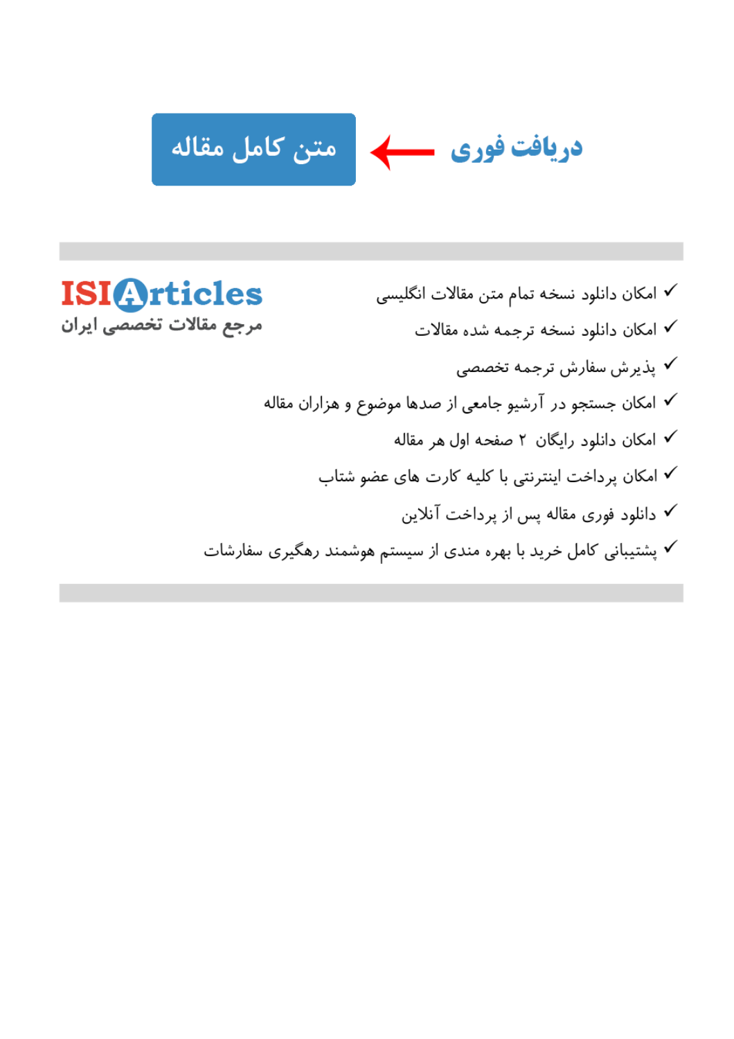دریافت فوری ← **متن کامل مقاله**

**ISIArticles**
مرجع مقالات تخصصی ایران

- ✓ امکان دانلود نسخه تمام متن مقالات انگلیسی
- ✓ امکان دانلود نسخه ترجمه شده مقالات
- ✓ پذیرش سفارش ترجمه تخصصی
- ✓ امکان جستجو در آرشیو جامعی از صدها موضوع و هزاران مقاله
- ✓ امکان دانلود رایگان ۲ صفحه اول هر مقاله
- ✓ امکان پرداخت اینترنتی با کلیه کارت های عضو شتاب
- ✓ دانلود فوری مقاله پس از پرداخت آنلاین
- ✓ پشتیبانی کامل خرید با بهره مندی از سیستم هوشمند رهگیری سفارشات